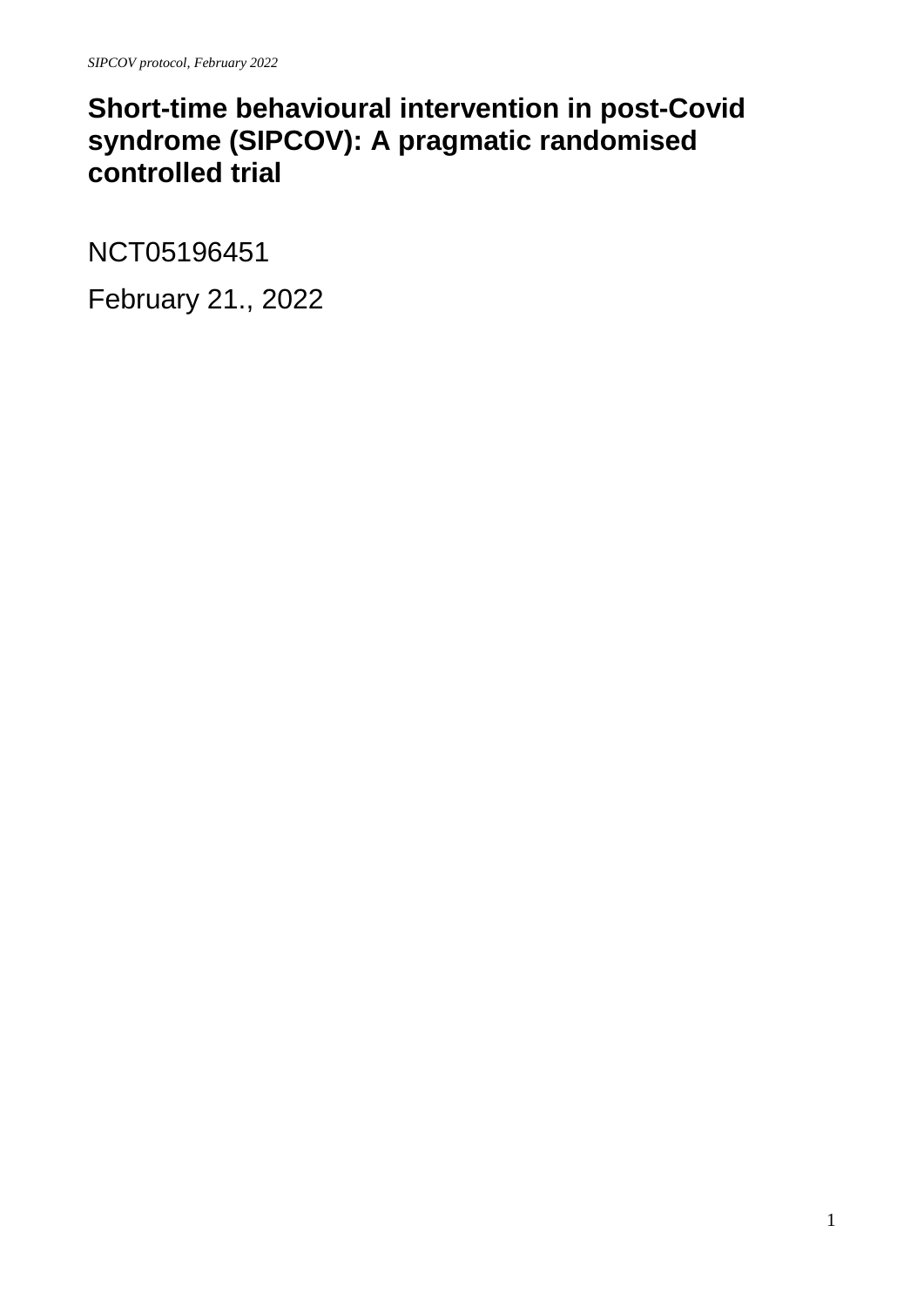# Short-time behavioural intervention in post-Covid syndrome (SIPCOV): A pragmatic randomised controlled trial

NCT05196451

February 21., 2022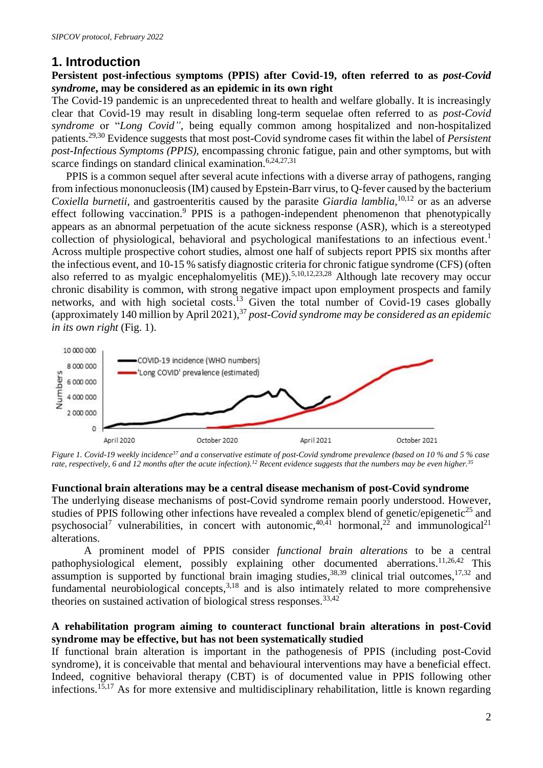# 1. Introduction

**Persistent post-infectious symptoms (PPIS) after Covid-19, often referred to as *post-Covid syndrome*, may be considered as an epidemic in its own right**

The Covid-19 pandemic is an unprecedented threat to health and welfare globally. It is increasingly clear that Covid-19 may result in disabling long-term sequelae often referred to as *post-Covid syndrome* or "*Long Covid"*, being equally common among hospitalized and non-hospitalized patients.[29,30] Evidence suggests that most post-Covid syndrome cases fit within the label of *Persistent post-Infectious Symptoms (PPIS),* encompassing chronic fatigue, pain and other symptoms, but with scarce findings on standard clinical examination.[6,24,27,31]

PPIS is a common sequel after several acute infections with a diverse array of pathogens, ranging from infectious mononucleosis (IM) caused by Epstein-Barr virus, to Q-fever caused by the bacterium *Coxiella burnetii*, and gastroenteritis caused by the parasite *Giardia lamblia*,[10,12] or as an adverse effect following vaccination.[9] PPIS is a pathogen-independent phenomenon that phenotypically appears as an abnormal perpetuation of the acute sickness response (ASR), which is a stereotyped collection of physiological, behavioral and psychological manifestations to an infectious event.[1] Across multiple prospective cohort studies, almost one half of subjects report PPIS six months after the infectious event, and 10-15 % satisfy diagnostic criteria for chronic fatigue syndrome (CFS) (often also referred to as myalgic encephalomyelitis (ME)).[5,10,12,23,28] Although late recovery may occur chronic disability is common, with strong negative impact upon employment prospects and family networks, and with high societal costs.[13] Given the total number of Covid-19 cases globally (approximately 140 million by April 2021),[37] *post-Covid syndrome may be considered as an epidemic in its own right* (Fig. 1).

*Figure 1. Covid-19 weekly incidence[37] and a conservative estimate of post-Covid syndrome prevalence (based on 10 % and 5 % case rate, respectively, 6 and 12 months after the acute infection).[12] Recent evidence suggests that the numbers may be even higher.[35]*

**Functional brain alterations may be a central disease mechanism of post-Covid syndrome**

The underlying disease mechanisms of post-Covid syndrome remain poorly understood. However, studies of PPIS following other infections have revealed a complex blend of genetic/epigenetic[25] and psychosocial[7] vulnerabilities, in concert with autonomic,[40,41] hormonal,[22] and immunological[21] alterations.

A prominent model of PPIS consider *functional brain alterations* to be a central pathophysiological element, possibly explaining other documented aberrations.[11,26,42] This assumption is supported by functional brain imaging studies,[38,39] clinical trial outcomes,[17,32] and fundamental neurobiological concepts,[3,18] and is also intimately related to more comprehensive theories on sustained activation of biological stress responses.[33,42]

**A rehabilitation program aiming to counteract functional brain alterations in post-Covid syndrome may be effective, but has not been systematically studied**

If functional brain alteration is important in the pathogenesis of PPIS (including post-Covid syndrome), it is conceivable that mental and behavioural interventions may have a beneficial effect. Indeed, cognitive behavioral therapy (CBT) is of documented value in PPIS following other infections.[15,17] As for more extensive and multidisciplinary rehabilitation, little is known regarding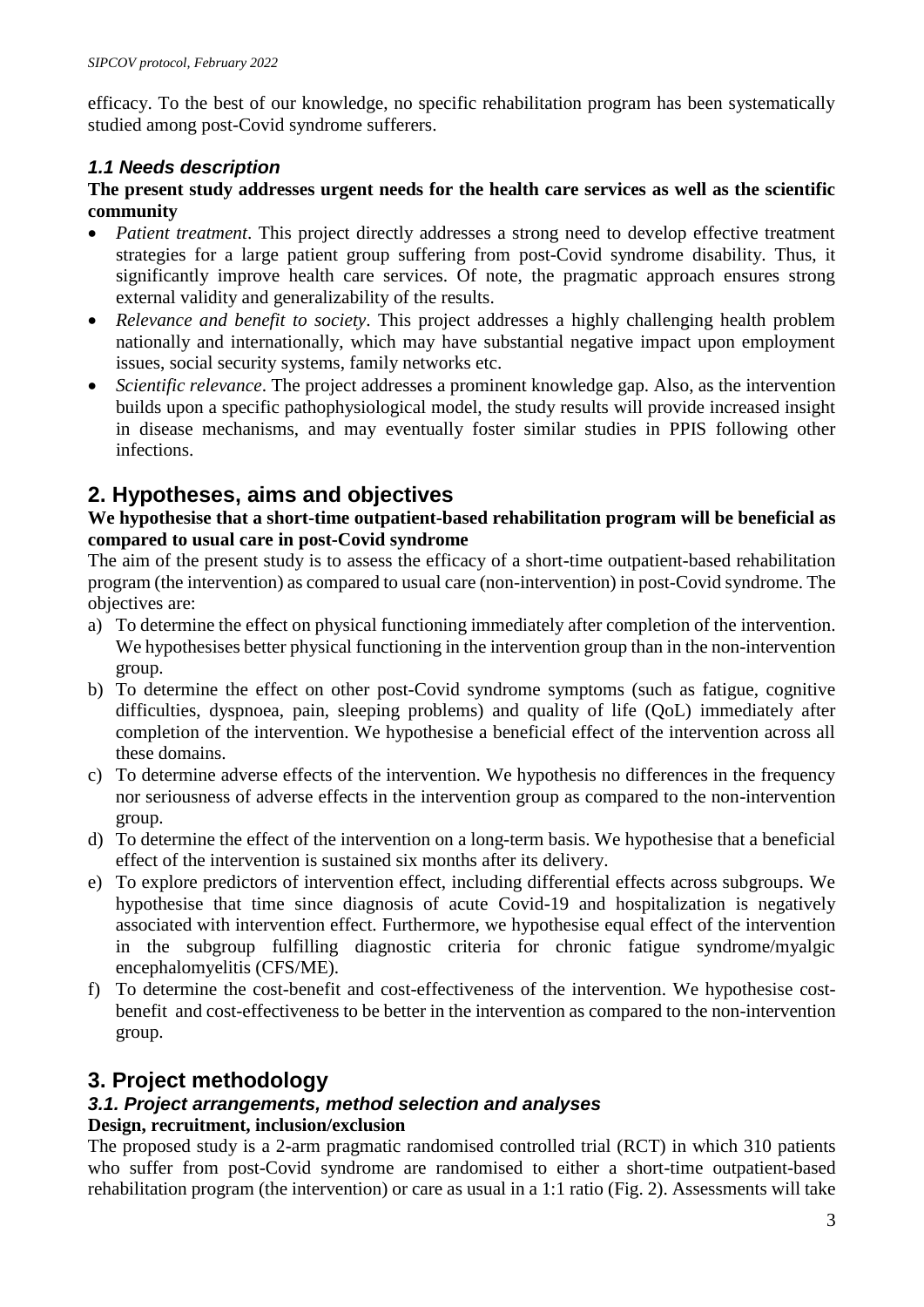efficacy. To the best of our knowledge, no specific rehabilitation program has been systematically studied among post-Covid syndrome sufferers.

### *1.1 Needs description*

**The present study addresses urgent needs for the health care services as well as the scientific community**

- *Patient treatment*. This project directly addresses a strong need to develop effective treatment strategies for a large patient group suffering from post-Covid syndrome disability. Thus, it significantly improve health care services. Of note, the pragmatic approach ensures strong external validity and generalizability of the results.
- *Relevance and benefit to society*. This project addresses a highly challenging health problem nationally and internationally, which may have substantial negative impact upon employment issues, social security systems, family networks etc.
- *Scientific relevance*. The project addresses a prominent knowledge gap. Also, as the intervention builds upon a specific pathophysiological model, the study results will provide increased insight in disease mechanisms, and may eventually foster similar studies in PPIS following other infections.

## 2. Hypotheses, aims and objectives

**We hypothesise that a short-time outpatient-based rehabilitation program will be beneficial as compared to usual care in post-Covid syndrome**

The aim of the present study is to assess the efficacy of a short-time outpatient-based rehabilitation program (the intervention) as compared to usual care (non-intervention) in post-Covid syndrome. The objectives are:

a) To determine the effect on physical functioning immediately after completion of the intervention. We hypothesises better physical functioning in the intervention group than in the non-intervention group.
b) To determine the effect on other post-Covid syndrome symptoms (such as fatigue, cognitive difficulties, dyspnoea, pain, sleeping problems) and quality of life (QoL) immediately after completion of the intervention. We hypothesise a beneficial effect of the intervention across all these domains.
c) To determine adverse effects of the intervention. We hypothesis no differences in the frequency nor seriousness of adverse effects in the intervention group as compared to the non-intervention group.
d) To determine the effect of the intervention on a long-term basis. We hypothesise that a beneficial effect of the intervention is sustained six months after its delivery.
e) To explore predictors of intervention effect, including differential effects across subgroups. We hypothesise that time since diagnosis of acute Covid-19 and hospitalization is negatively associated with intervention effect. Furthermore, we hypothesise equal effect of the intervention in the subgroup fulfilling diagnostic criteria for chronic fatigue syndrome/myalgic encephalomyelitis (CFS/ME).
f) To determine the cost-benefit and cost-effectiveness of the intervention. We hypothesise cost-benefit and cost-effectiveness to be better in the intervention as compared to the non-intervention group.

## 3. Project methodology

### *3.1. Project arrangements, method selection and analyses*

**Design, recruitment, inclusion/exclusion**

The proposed study is a 2-arm pragmatic randomised controlled trial (RCT) in which 310 patients who suffer from post-Covid syndrome are randomised to either a short-time outpatient-based rehabilitation program (the intervention) or care as usual in a 1:1 ratio (Fig. 2). Assessments will take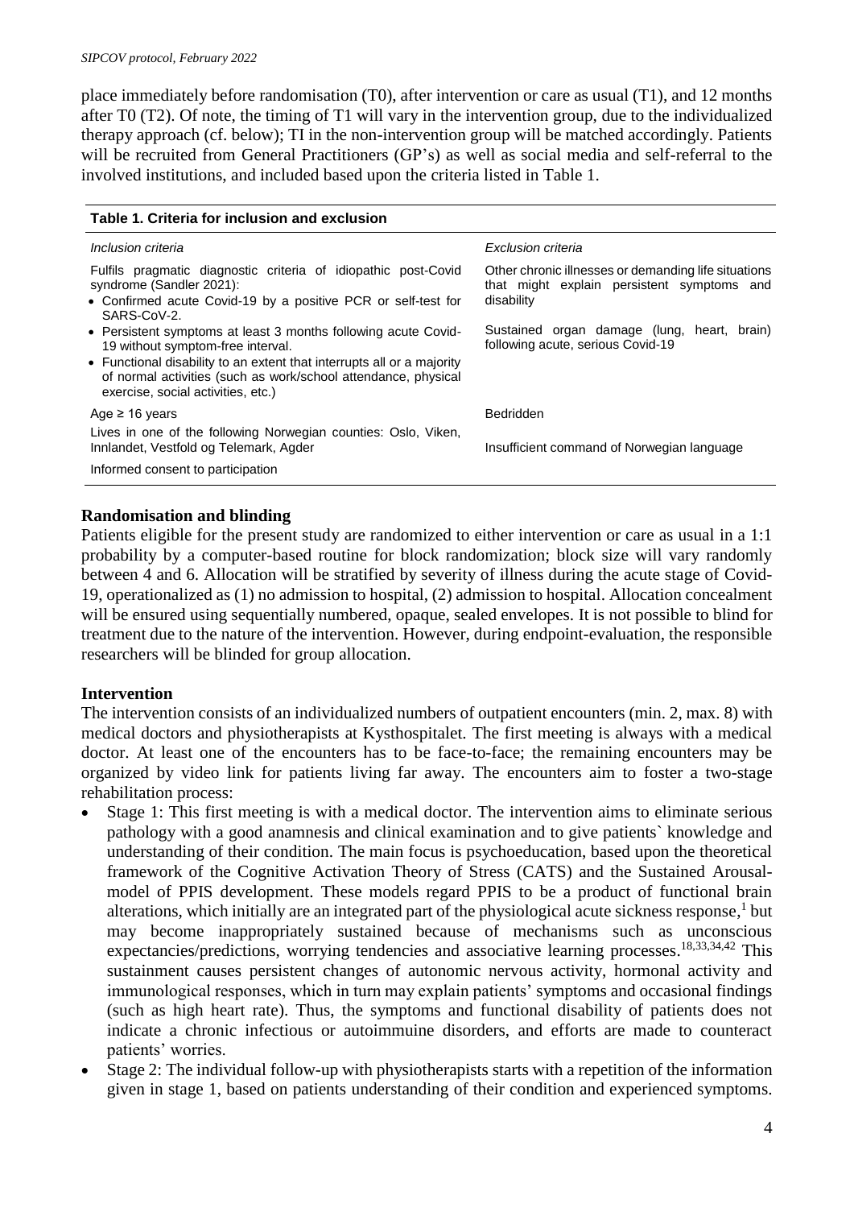place immediately before randomisation (T0), after intervention or care as usual (T1), and 12 months after T0 (T2). Of note, the timing of T1 will vary in the intervention group, due to the individualized therapy approach (cf. below); TI in the non-intervention group will be matched accordingly. Patients will be recruited from General Practitioners (GP's) as well as social media and self-referral to the involved institutions, and included based upon the criteria listed in Table 1.

**Table 1. Criteria for inclusion and exclusion**

| *Inclusion criteria* | *Exclusion criteria* |
|---|---|
| Fulfils pragmatic diagnostic criteria of idiopathic post-Covid syndrome (Sandler 2021):<br>• Confirmed acute Covid-19 by a positive PCR or self-test for SARS-CoV-2.<br>• Persistent symptoms at least 3 months following acute Covid-19 without symptom-free interval.<br>• Functional disability to an extent that interrupts all or a majority of normal activities (such as work/school attendance, physical exercise, social activities, etc.) | Other chronic illnesses or demanding life situations that might explain persistent symptoms and disability<br><br>Sustained organ damage (lung, heart, brain) following acute, serious Covid-19 |
| Age ≥ 16 years | Bedridden |
| Lives in one of the following Norwegian counties: Oslo, Viken, Innlandet, Vestfold og Telemark, Agder | Insufficient command of Norwegian language |
| Informed consent to participation | |

## Randomisation and blinding

Patients eligible for the present study are randomized to either intervention or care as usual in a 1:1 probability by a computer-based routine for block randomization; block size will vary randomly between 4 and 6. Allocation will be stratified by severity of illness during the acute stage of Covid-19, operationalized as (1) no admission to hospital, (2) admission to hospital. Allocation concealment will be ensured using sequentially numbered, opaque, sealed envelopes. It is not possible to blind for treatment due to the nature of the intervention. However, during endpoint-evaluation, the responsible researchers will be blinded for group allocation.

## Intervention

The intervention consists of an individualized numbers of outpatient encounters (min. 2, max. 8) with medical doctors and physiotherapists at Kysthospitalet. The first meeting is always with a medical doctor. At least one of the encounters has to be face-to-face; the remaining encounters may be organized by video link for patients living far away. The encounters aim to foster a two-stage rehabilitation process:

- Stage 1: This first meeting is with a medical doctor. The intervention aims to eliminate serious pathology with a good anamnesis and clinical examination and to give patients` knowledge and understanding of their condition. The main focus is psychoeducation, based upon the theoretical framework of the Cognitive Activation Theory of Stress (CATS) and the Sustained Arousal-model of PPIS development. These models regard PPIS to be a product of functional brain alterations, which initially are an integrated part of the physiological acute sickness response,[1] but may become inappropriately sustained because of mechanisms such as unconscious expectancies/predictions, worrying tendencies and associative learning processes.[18,33,34,42] This sustainment causes persistent changes of autonomic nervous activity, hormonal activity and immunological responses, which in turn may explain patients' symptoms and occasional findings (such as high heart rate). Thus, the symptoms and functional disability of patients does not indicate a chronic infectious or autoimmuine disorders, and efforts are made to counteract patients' worries.
- Stage 2: The individual follow-up with physiotherapists starts with a repetition of the information given in stage 1, based on patients understanding of their condition and experienced symptoms.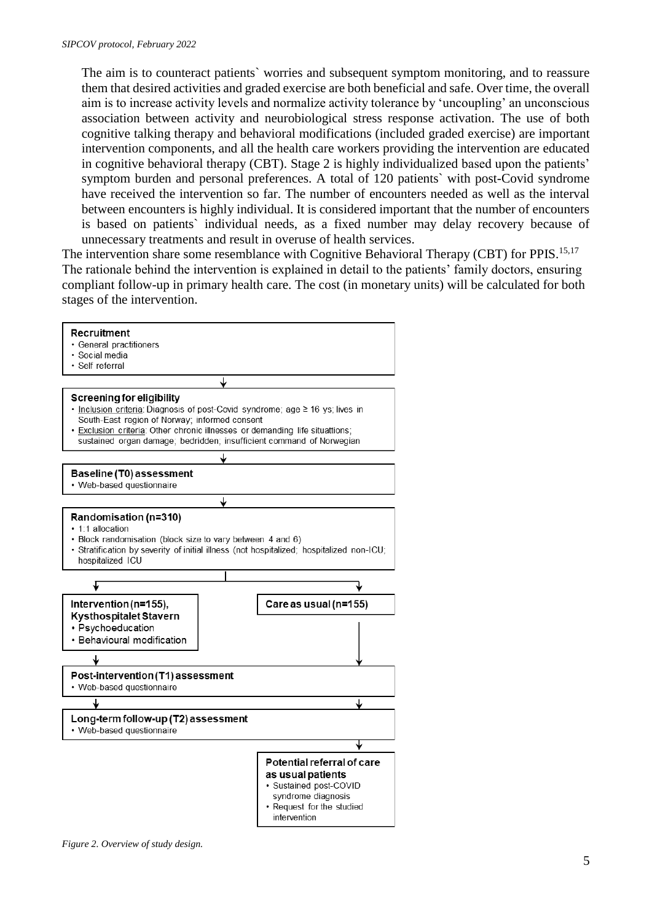The aim is to counteract patients` worries and subsequent symptom monitoring, and to reassure them that desired activities and graded exercise are both beneficial and safe. Over time, the overall aim is to increase activity levels and normalize activity tolerance by 'uncoupling' an unconscious association between activity and neurobiological stress response activation. The use of both cognitive talking therapy and behavioral modifications (included graded exercise) are important intervention components, and all the health care workers providing the intervention are educated in cognitive behavioral therapy (CBT). Stage 2 is highly individualized based upon the patients' symptom burden and personal preferences. A total of 120 patients` with post-Covid syndrome have received the intervention so far. The number of encounters needed as well as the interval between encounters is highly individual. It is considered important that the number of encounters is based on patients` individual needs, as a fixed number may delay recovery because of unnecessary treatments and result in overuse of health services.

The intervention share some resemblance with Cognitive Behavioral Therapy (CBT) for PPIS.[15,17] The rationale behind the intervention is explained in detail to the patients' family doctors, ensuring compliant follow-up in primary health care. The cost (in monetary units) will be calculated for both stages of the intervention.

**Recruitment**
- General practitioners
- Social media
- Self referral

↓

**Screening for eligibility**
- Inclusion criteria: Diagnosis of post-Covid syndrome; age ≥ 16 ys; lives in South-East region of Norway; informed consent
- Exclusion criteria: Other chronic illnesses or demanding life situattions; sustained organ damage; bedridden; insufficient command of Norwegian

↓

**Baseline (T0) assessment**
- Web-based questionnaire

↓

**Randomisation (n=310)**
- 1:1 allocation
- Block randomisation (block size to vary between 4 and 6)
- Stratification by severity of initial illness (not hospitalized; hospitalized non-ICU; hospitalized ICU

↓

**Intervention (n=155), Kysthospitalet Stavern**
- Psychoeducation
- Behavioural modification

**Care as usual (n=155)**

↓

**Post-intervention (T1) assessment**
- Web-based questionnaire

↓

**Long-term follow-up (T2) assessment**
- Web-based questionnaire

↓

**Potential referral of care as usual patients**
- Sustained post-COVID syndrome diagnosis
- Request for the studied intervention

*Figure 2. Overview of study design.*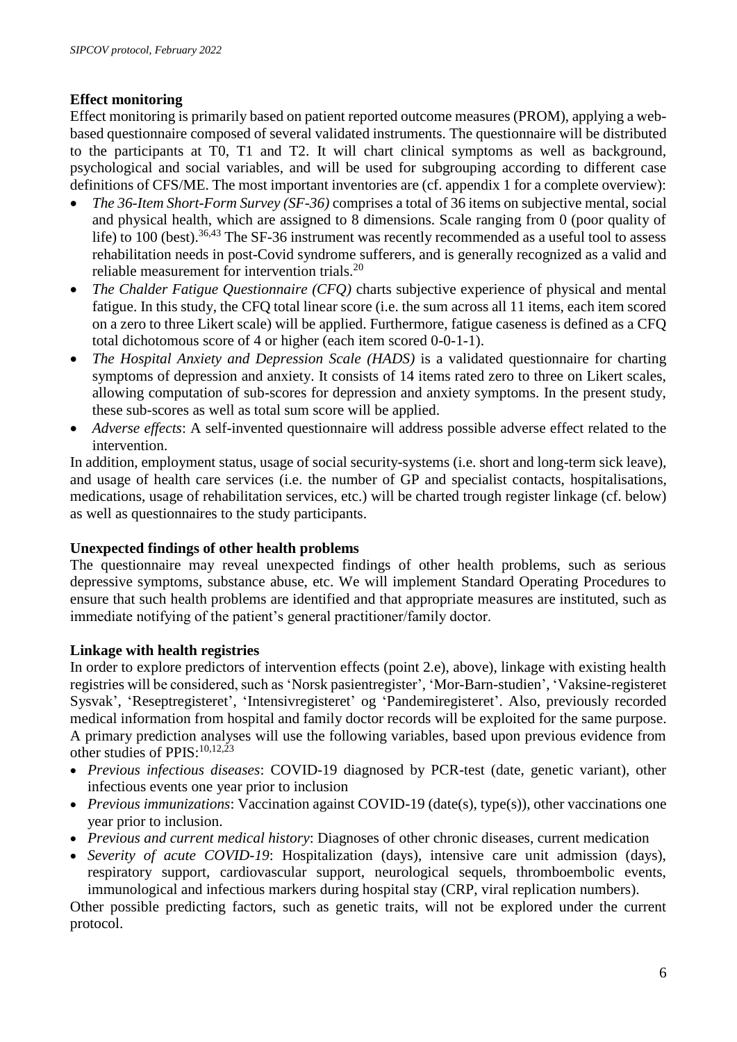**Effect monitoring**

Effect monitoring is primarily based on patient reported outcome measures (PROM), applying a web-based questionnaire composed of several validated instruments. The questionnaire will be distributed to the participants at T0, T1 and T2. It will chart clinical symptoms as well as background, psychological and social variables, and will be used for subgrouping according to different case definitions of CFS/ME. The most important inventories are (cf. appendix 1 for a complete overview):

- *The 36-Item Short-Form Survey (SF-36)* comprises a total of 36 items on subjective mental, social and physical health, which are assigned to 8 dimensions. Scale ranging from 0 (poor quality of life) to 100 (best).[36,43] The SF-36 instrument was recently recommended as a useful tool to assess rehabilitation needs in post-Covid syndrome sufferers, and is generally recognized as a valid and reliable measurement for intervention trials.[20]
- *The Chalder Fatigue Questionnaire (CFQ)* charts subjective experience of physical and mental fatigue. In this study, the CFQ total linear score (i.e. the sum across all 11 items, each item scored on a zero to three Likert scale) will be applied. Furthermore, fatigue caseness is defined as a CFQ total dichotomous score of 4 or higher (each item scored 0-0-1-1).
- *The Hospital Anxiety and Depression Scale (HADS)* is a validated questionnaire for charting symptoms of depression and anxiety. It consists of 14 items rated zero to three on Likert scales, allowing computation of sub-scores for depression and anxiety symptoms. In the present study, these sub-scores as well as total sum score will be applied.
- *Adverse effects*: A self-invented questionnaire will address possible adverse effect related to the intervention.

In addition, employment status, usage of social security-systems (i.e. short and long-term sick leave), and usage of health care services (i.e. the number of GP and specialist contacts, hospitalisations, medications, usage of rehabilitation services, etc.) will be charted trough register linkage (cf. below) as well as questionnaires to the study participants.

**Unexpected findings of other health problems**

The questionnaire may reveal unexpected findings of other health problems, such as serious depressive symptoms, substance abuse, etc. We will implement Standard Operating Procedures to ensure that such health problems are identified and that appropriate measures are instituted, such as immediate notifying of the patient's general practitioner/family doctor.

**Linkage with health registries**

In order to explore predictors of intervention effects (point 2.e), above), linkage with existing health registries will be considered, such as 'Norsk pasientregister', 'Mor-Barn-studien', 'Vaksine-registeret Sysvak', 'Reseptregisteret', 'Intensivregisteret' og 'Pandemiregisteret'. Also, previously recorded medical information from hospital and family doctor records will be exploited for the same purpose. A primary prediction analyses will use the following variables, based upon previous evidence from other studies of PPIS:[10,12,23]

- *Previous infectious diseases*: COVID-19 diagnosed by PCR-test (date, genetic variant), other infectious events one year prior to inclusion
- *Previous immunizations*: Vaccination against COVID-19 (date(s), type(s)), other vaccinations one year prior to inclusion.
- *Previous and current medical history*: Diagnoses of other chronic diseases, current medication
- *Severity of acute COVID-19*: Hospitalization (days), intensive care unit admission (days), respiratory support, cardiovascular support, neurological sequels, thromboembolic events, immunological and infectious markers during hospital stay (CRP, viral replication numbers).

Other possible predicting factors, such as genetic traits, will not be explored under the current protocol.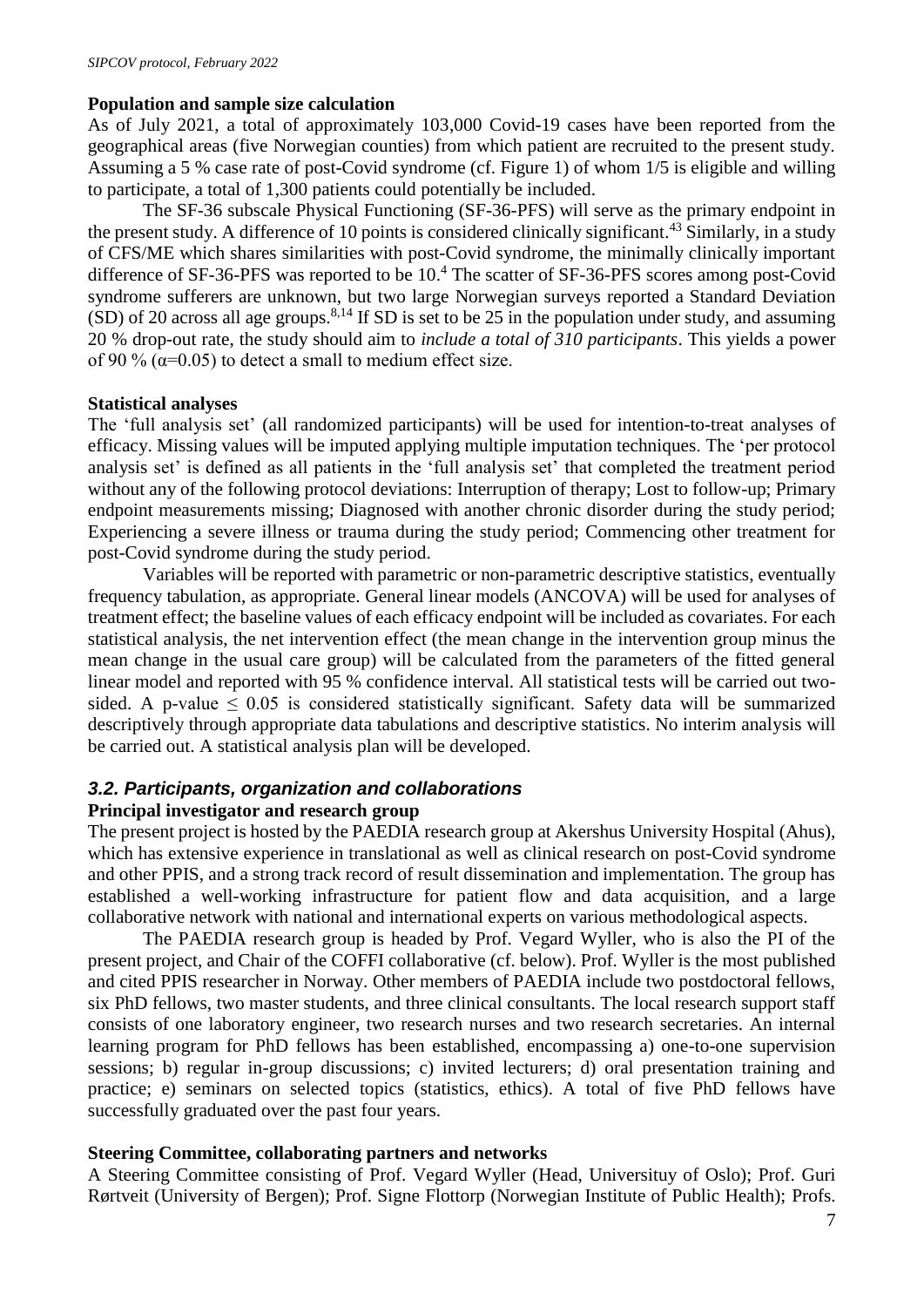**Population and sample size calculation**

As of July 2021, a total of approximately 103,000 Covid-19 cases have been reported from the geographical areas (five Norwegian counties) from which patient are recruited to the present study. Assuming a 5 % case rate of post-Covid syndrome (cf. Figure 1) of whom 1/5 is eligible and willing to participate, a total of 1,300 patients could potentially be included.

The SF-36 subscale Physical Functioning (SF-36-PFS) will serve as the primary endpoint in the present study. A difference of 10 points is considered clinically significant.[43] Similarly, in a study of CFS/ME which shares similarities with post-Covid syndrome, the minimally clinically important difference of SF-36-PFS was reported to be 10.[4] The scatter of SF-36-PFS scores among post-Covid syndrome sufferers are unknown, but two large Norwegian surveys reported a Standard Deviation (SD) of 20 across all age groups.[8,14] If SD is set to be 25 in the population under study, and assuming 20 % drop-out rate, the study should aim to *include a total of 310 participants*. This yields a power of 90 % ($\alpha$=0.05) to detect a small to medium effect size.

**Statistical analyses**

The 'full analysis set' (all randomized participants) will be used for intention-to-treat analyses of efficacy. Missing values will be imputed applying multiple imputation techniques. The 'per protocol analysis set' is defined as all patients in the 'full analysis set' that completed the treatment period without any of the following protocol deviations: Interruption of therapy; Lost to follow-up; Primary endpoint measurements missing; Diagnosed with another chronic disorder during the study period; Experiencing a severe illness or trauma during the study period; Commencing other treatment for post-Covid syndrome during the study period.

Variables will be reported with parametric or non-parametric descriptive statistics, eventually frequency tabulation, as appropriate. General linear models (ANCOVA) will be used for analyses of treatment effect; the baseline values of each efficacy endpoint will be included as covariates. For each statistical analysis, the net intervention effect (the mean change in the intervention group minus the mean change in the usual care group) will be calculated from the parameters of the fitted general linear model and reported with 95 % confidence interval. All statistical tests will be carried out two-sided. A p-value $\leq$ 0.05 is considered statistically significant. Safety data will be summarized descriptively through appropriate data tabulations and descriptive statistics. No interim analysis will be carried out. A statistical analysis plan will be developed.

### *3.2. Participants, organization and collaborations*

**Principal investigator and research group**

The present project is hosted by the PAEDIA research group at Akershus University Hospital (Ahus), which has extensive experience in translational as well as clinical research on post-Covid syndrome and other PPIS, and a strong track record of result dissemination and implementation. The group has established a well-working infrastructure for patient flow and data acquisition, and a large collaborative network with national and international experts on various methodological aspects.

The PAEDIA research group is headed by Prof. Vegard Wyller, who is also the PI of the present project, and Chair of the COFFI collaborative (cf. below). Prof. Wyller is the most published and cited PPIS researcher in Norway. Other members of PAEDIA include two postdoctoral fellows, six PhD fellows, two master students, and three clinical consultants. The local research support staff consists of one laboratory engineer, two research nurses and two research secretaries. An internal learning program for PhD fellows has been established, encompassing a) one-to-one supervision sessions; b) regular in-group discussions; c) invited lecturers; d) oral presentation training and practice; e) seminars on selected topics (statistics, ethics). A total of five PhD fellows have successfully graduated over the past four years.

**Steering Committee, collaborating partners and networks**

A Steering Committee consisting of Prof. Vegard Wyller (Head, Universituy of Oslo); Prof. Guri Rørtveit (University of Bergen); Prof. Signe Flottorp (Norwegian Institute of Public Health); Profs.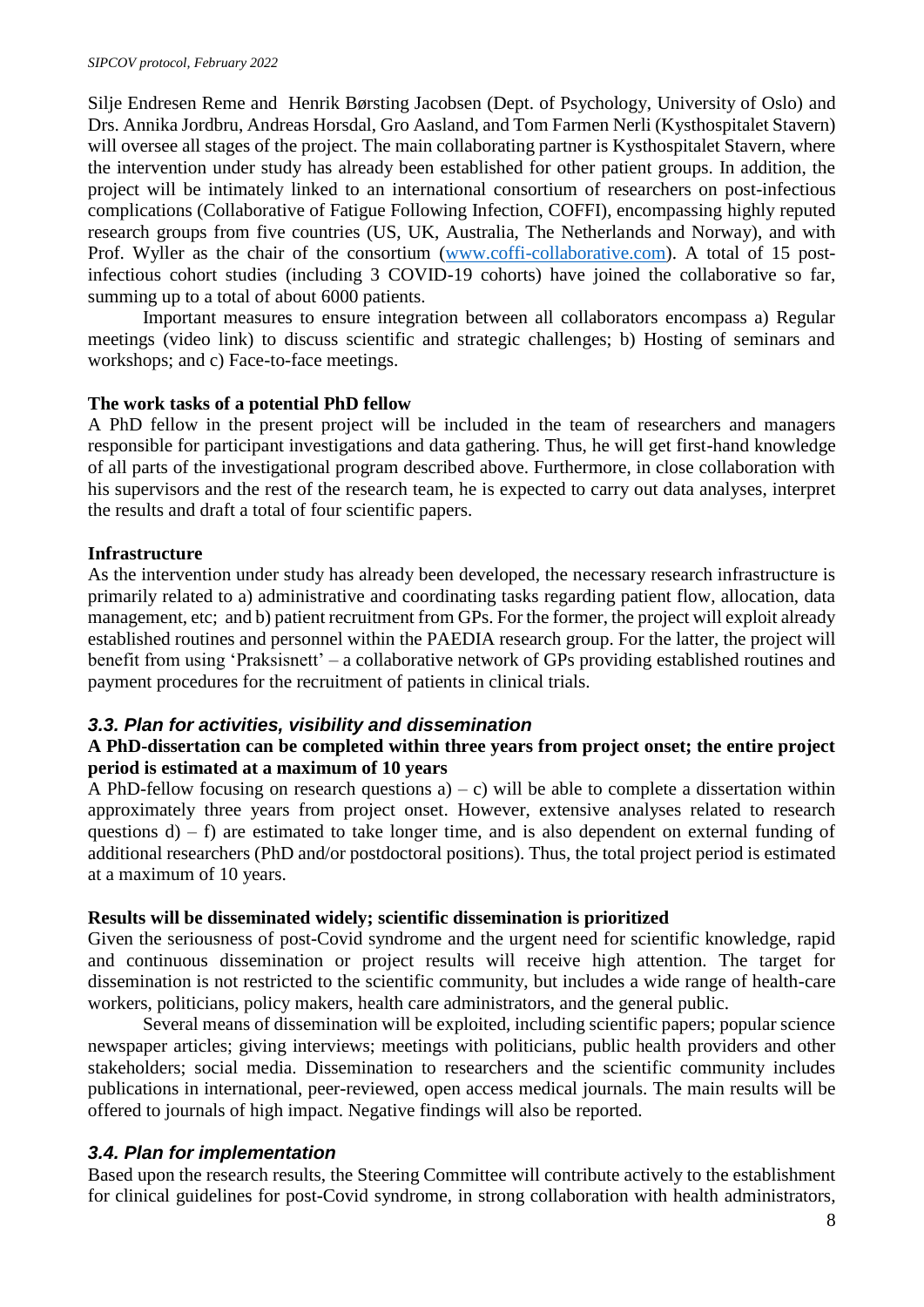Silje Endresen Reme and Henrik Børsting Jacobsen (Dept. of Psychology, University of Oslo) and Drs. Annika Jordbru, Andreas Horsdal, Gro Aasland, and Tom Farmen Nerli (Kysthospitalet Stavern) will oversee all stages of the project. The main collaborating partner is Kysthospitalet Stavern, where the intervention under study has already been established for other patient groups. In addition, the project will be intimately linked to an international consortium of researchers on post-infectious complications (Collaborative of Fatigue Following Infection, COFFI), encompassing highly reputed research groups from five countries (US, UK, Australia, The Netherlands and Norway), and with Prof. Wyller as the chair of the consortium ([www.coffi-collaborative.com](www.coffi-collaborative.com)). A total of 15 post-infectious cohort studies (including 3 COVID-19 cohorts) have joined the collaborative so far, summing up to a total of about 6000 patients.

Important measures to ensure integration between all collaborators encompass a) Regular meetings (video link) to discuss scientific and strategic challenges; b) Hosting of seminars and workshops; and c) Face-to-face meetings.

**The work tasks of a potential PhD fellow**

A PhD fellow in the present project will be included in the team of researchers and managers responsible for participant investigations and data gathering. Thus, he will get first-hand knowledge of all parts of the investigational program described above. Furthermore, in close collaboration with his supervisors and the rest of the research team, he is expected to carry out data analyses, interpret the results and draft a total of four scientific papers.

**Infrastructure**

As the intervention under study has already been developed, the necessary research infrastructure is primarily related to a) administrative and coordinating tasks regarding patient flow, allocation, data management, etc; and b) patient recruitment from GPs. For the former, the project will exploit already established routines and personnel within the PAEDIA research group. For the latter, the project will benefit from using 'Praksisnett' – a collaborative network of GPs providing established routines and payment procedures for the recruitment of patients in clinical trials.

### *3.3. Plan for activities, visibility and dissemination*

**A PhD-dissertation can be completed within three years from project onset; the entire project period is estimated at a maximum of 10 years**

A PhD-fellow focusing on research questions a) – c) will be able to complete a dissertation within approximately three years from project onset. However, extensive analyses related to research questions d) – f) are estimated to take longer time, and is also dependent on external funding of additional researchers (PhD and/or postdoctoral positions). Thus, the total project period is estimated at a maximum of 10 years.

**Results will be disseminated widely; scientific dissemination is prioritized**

Given the seriousness of post-Covid syndrome and the urgent need for scientific knowledge, rapid and continuous dissemination or project results will receive high attention. The target for dissemination is not restricted to the scientific community, but includes a wide range of health-care workers, politicians, policy makers, health care administrators, and the general public.

Several means of dissemination will be exploited, including scientific papers; popular science newspaper articles; giving interviews; meetings with politicians, public health providers and other stakeholders; social media. Dissemination to researchers and the scientific community includes publications in international, peer-reviewed, open access medical journals. The main results will be offered to journals of high impact. Negative findings will also be reported.

### *3.4. Plan for implementation*

Based upon the research results, the Steering Committee will contribute actively to the establishment for clinical guidelines for post-Covid syndrome, in strong collaboration with health administrators,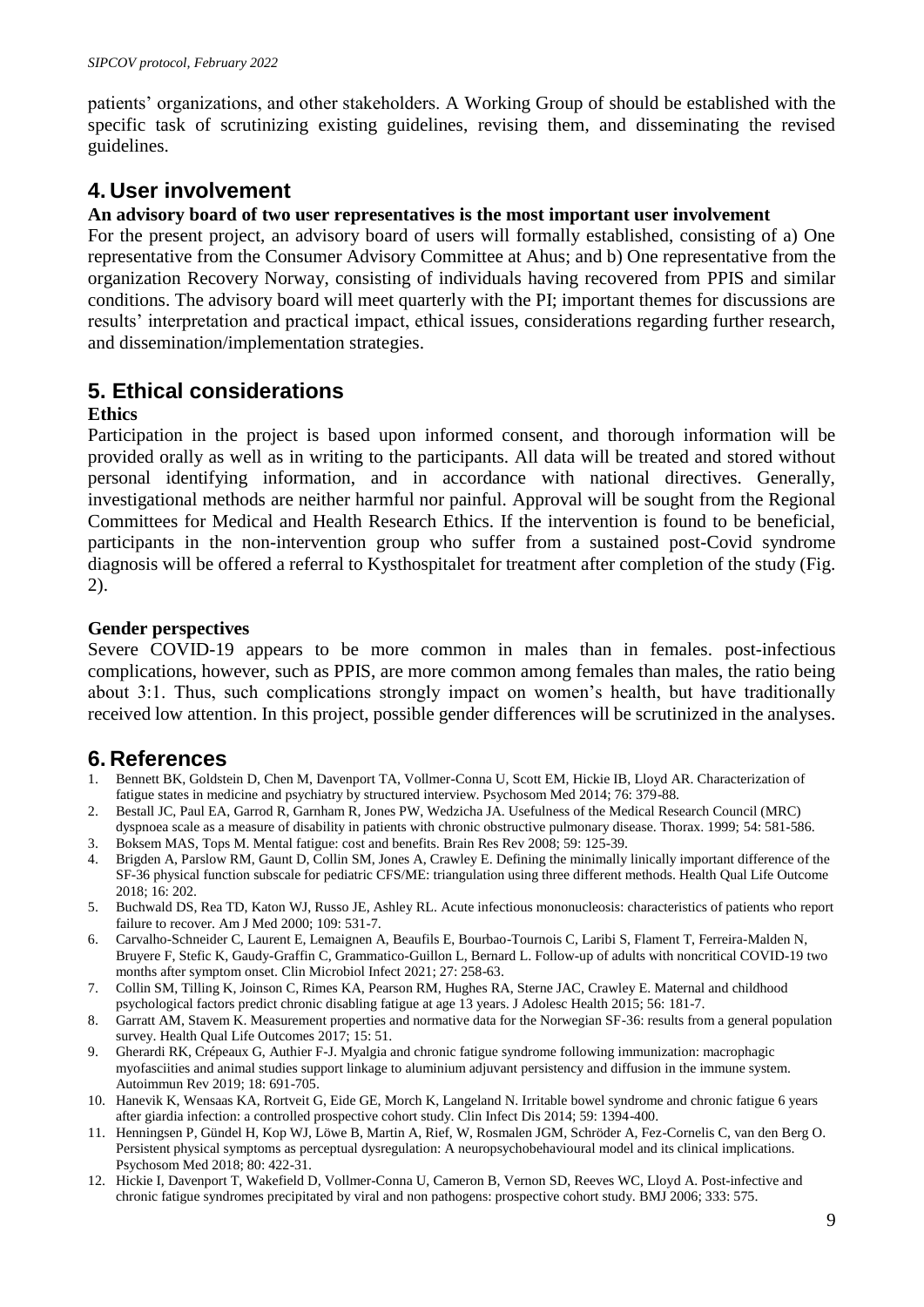patients' organizations, and other stakeholders. A Working Group of should be established with the specific task of scrutinizing existing guidelines, revising them, and disseminating the revised guidelines.

## 4. User involvement

**An advisory board of two user representatives is the most important user involvement**

For the present project, an advisory board of users will formally established, consisting of a) One representative from the Consumer Advisory Committee at Ahus; and b) One representative from the organization Recovery Norway, consisting of individuals having recovered from PPIS and similar conditions. The advisory board will meet quarterly with the PI; important themes for discussions are results' interpretation and practical impact, ethical issues, considerations regarding further research, and dissemination/implementation strategies.

## 5. Ethical considerations

**Ethics**

Participation in the project is based upon informed consent, and thorough information will be provided orally as well as in writing to the participants. All data will be treated and stored without personal identifying information, and in accordance with national directives. Generally, investigational methods are neither harmful nor painful. Approval will be sought from the Regional Committees for Medical and Health Research Ethics. If the intervention is found to be beneficial, participants in the non-intervention group who suffer from a sustained post-Covid syndrome diagnosis will be offered a referral to Kysthospitalet for treatment after completion of the study (Fig. 2).

**Gender perspectives**

Severe COVID-19 appears to be more common in males than in females. post-infectious complications, however, such as PPIS, are more common among females than males, the ratio being about 3:1. Thus, such complications strongly impact on women's health, but have traditionally received low attention. In this project, possible gender differences will be scrutinized in the analyses.

## 6. References

1. Bennett BK, Goldstein D, Chen M, Davenport TA, Vollmer-Conna U, Scott EM, Hickie IB, Lloyd AR. Characterization of fatigue states in medicine and psychiatry by structured interview. Psychosom Med 2014; 76: 379-88.
2. Bestall JC, Paul EA, Garrod R, Garnham R, Jones PW, Wedzicha JA. Usefulness of the Medical Research Council (MRC) dyspnoea scale as a measure of disability in patients with chronic obstructive pulmonary disease. Thorax. 1999; 54: 581-586.
3. Boksem MAS, Tops M. Mental fatigue: cost and benefits. Brain Res Rev 2008; 59: 125-39.
4. Brigden A, Parslow RM, Gaunt D, Collin SM, Jones A, Crawley E. Defining the minimally linically important difference of the SF-36 physical function subscale for pediatric CFS/ME: triangulation using three different methods. Health Qual Life Outcome 2018; 16: 202.
5. Buchwald DS, Rea TD, Katon WJ, Russo JE, Ashley RL. Acute infectious mononucleosis: characteristics of patients who report failure to recover. Am J Med 2000; 109: 531-7.
6. Carvalho-Schneider C, Laurent E, Lemaignen A, Beaufils E, Bourbao-Tournois C, Laribi S, Flament T, Ferreira-Malden N, Bruyere F, Stefic K, Gaudy-Graffin C, Grammatico-Guillon L, Bernard L. Follow-up of adults with noncritical COVID-19 two months after symptom onset. Clin Microbiol Infect 2021; 27: 258-63.
7. Collin SM, Tilling K, Joinson C, Rimes KA, Pearson RM, Hughes RA, Sterne JAC, Crawley E. Maternal and childhood psychological factors predict chronic disabling fatigue at age 13 years. J Adolesc Health 2015; 56: 181-7.
8. Garratt AM, Stavem K. Measurement properties and normative data for the Norwegian SF-36: results from a general population survey. Health Qual Life Outcomes 2017; 15: 51.
9. Gherardi RK, Crépeaux G, Authier F-J. Myalgia and chronic fatigue syndrome following immunization: macrophagic myofasciities and animal studies support linkage to aluminium adjuvant persistency and diffusion in the immune system. Autoimmun Rev 2019; 18: 691-705.
10. Hanevik K, Wensaas KA, Rortveit G, Eide GE, Morch K, Langeland N. Irritable bowel syndrome and chronic fatigue 6 years after giardia infection: a controlled prospective cohort study. Clin Infect Dis 2014; 59: 1394-400.
11. Henningsen P, Gündel H, Kop WJ, Löwe B, Martin A, Rief, W, Rosmalen JGM, Schröder A, Fez-Cornelis C, van den Berg O. Persistent physical symptoms as perceptual dysregulation: A neuropsychobehavioural model and its clinical implications. Psychosom Med 2018; 80: 422-31.
12. Hickie I, Davenport T, Wakefield D, Vollmer-Conna U, Cameron B, Vernon SD, Reeves WC, Lloyd A. Post-infective and chronic fatigue syndromes precipitated by viral and non pathogens: prospective cohort study. BMJ 2006; 333: 575.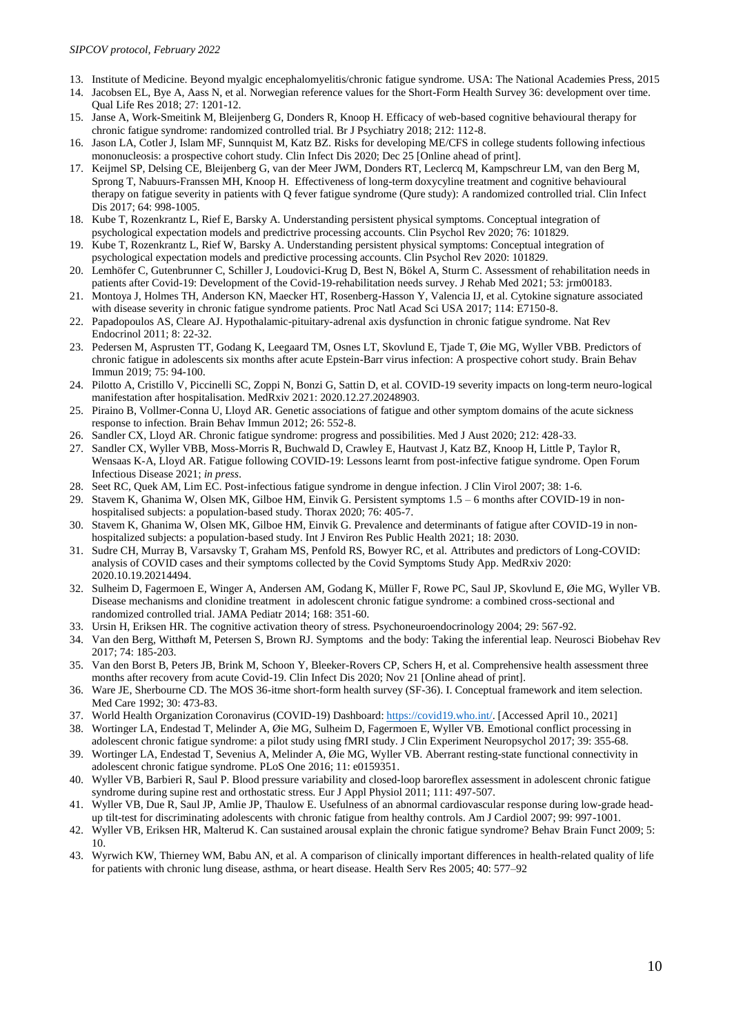13. Institute of Medicine. Beyond myalgic encephalomyelitis/chronic fatigue syndrome. USA: The National Academies Press, 2015
14. Jacobsen EL, Bye A, Aass N, et al. Norwegian reference values for the Short-Form Health Survey 36: development over time. Qual Life Res 2018; 27: 1201-12.
15. Janse A, Work-Smeitink M, Bleijenberg G, Donders R, Knoop H. Efficacy of web-based cognitive behavioural therapy for chronic fatigue syndrome: randomized controlled trial. Br J Psychiatry 2018; 212: 112-8.
16. Jason LA, Cotler J, Islam MF, Sunnquist M, Katz BZ. Risks for developing ME/CFS in college students following infectious mononucleosis: a prospective cohort study. Clin Infect Dis 2020; Dec 25 [Online ahead of print].
17. Keijmel SP, Delsing CE, Bleijenberg G, van der Meer JWM, Donders RT, Leclercq M, Kampschreur LM, van den Berg M, Sprong T, Nabuurs-Franssen MH, Knoop H. Effectiveness of long-term doxycyline treatment and cognitive behavioural therapy on fatigue severity in patients with Q fever fatigue syndrome (Qure study): A randomized controlled trial. Clin Infect Dis 2017; 64: 998-1005.
18. Kube T, Rozenkrantz L, Rief E, Barsky A. Understanding persistent physical symptoms. Conceptual integration of psychological expectation models and predictrive processing accounts. Clin Psychol Rev 2020; 76: 101829.
19. Kube T, Rozenkrantz L, Rief W, Barsky A. Understanding persistent physical symptoms: Conceptual integration of psychological expectation models and predictive processing accounts. Clin Psychol Rev 2020: 101829.
20. Lemhöfer C, Gutenbrunner C, Schiller J, Loudovici-Krug D, Best N, Bökel A, Sturm C. Assessment of rehabilitation needs in patients after Covid-19: Development of the Covid-19-rehabilitation needs survey. J Rehab Med 2021; 53: jrm00183.
21. Montoya J, Holmes TH, Anderson KN, Maecker HT, Rosenberg-Hasson Y, Valencia IJ, et al. Cytokine signature associated with disease severity in chronic fatigue syndrome patients. Proc Natl Acad Sci USA 2017; 114: E7150-8.
22. Papadopoulos AS, Cleare AJ. Hypothalamic-pituitary-adrenal axis dysfunction in chronic fatigue syndrome. Nat Rev Endocrinol 2011; 8: 22-32.
23. Pedersen M, Asprusten TT, Godang K, Leegaard TM, Osnes LT, Skovlund E, Tjade T, Øie MG, Wyller VBB. Predictors of chronic fatigue in adolescents six months after acute Epstein-Barr virus infection: A prospective cohort study. Brain Behav Immun 2019; 75: 94-100.
24. Pilotto A, Cristillo V, Piccinelli SC, Zoppi N, Bonzi G, Sattin D, et al. COVID-19 severity impacts on long-term neuro-logical manifestation after hospitalisation. MedRxiv 2021: 2020.12.27.20248903.
25. Piraino B, Vollmer-Conna U, Lloyd AR. Genetic associations of fatigue and other symptom domains of the acute sickness response to infection. Brain Behav Immun 2012; 26: 552-8.
26. Sandler CX, Lloyd AR. Chronic fatigue syndrome: progress and possibilities. Med J Aust 2020; 212: 428-33.
27. Sandler CX, Wyller VBB, Moss-Morris R, Buchwald D, Crawley E, Hautvast J, Katz BZ, Knoop H, Little P, Taylor R, Wensaas K-A, Lloyd AR. Fatigue following COVID-19: Lessons learnt from post-infective fatigue syndrome. Open Forum Infectious Disease 2021; *in press*.
28. Seet RC, Quek AM, Lim EC. Post-infectious fatigue syndrome in dengue infection. J Clin Virol 2007; 38: 1-6.
29. Stavem K, Ghanima W, Olsen MK, Gilboe HM, Einvik G. Persistent symptoms 1.5 – 6 months after COVID-19 in non-hospitalised subjects: a population-based study. Thorax 2020; 76: 405-7.
30. Stavem K, Ghanima W, Olsen MK, Gilboe HM, Einvik G. Prevalence and determinants of fatigue after COVID-19 in non-hospitalized subjects: a population-based study. Int J Environ Res Public Health 2021; 18: 2030.
31. Sudre CH, Murray B, Varsavsky T, Graham MS, Penfold RS, Bowyer RC, et al. Attributes and predictors of Long-COVID: analysis of COVID cases and their symptoms collected by the Covid Symptoms Study App. MedRxiv 2020: 2020.10.19.20214494.
32. Sulheim D, Fagermoen E, Winger A, Andersen AM, Godang K, Müller F, Rowe PC, Saul JP, Skovlund E, Øie MG, Wyller VB. Disease mechanisms and clonidine treatment in adolescent chronic fatigue syndrome: a combined cross-sectional and randomized controlled trial. JAMA Pediatr 2014; 168: 351-60.
33. Ursin H, Eriksen HR. The cognitive activation theory of stress. Psychoneuroendocrinology 2004; 29: 567-92.
34. Van den Berg, Witthøft M, Petersen S, Brown RJ. Symptoms and the body: Taking the inferential leap. Neurosci Biobehav Rev 2017; 74: 185-203.
35. Van den Borst B, Peters JB, Brink M, Schoon Y, Bleeker-Rovers CP, Schers H, et al. Comprehensive health assessment three months after recovery from acute Covid-19. Clin Infect Dis 2020; Nov 21 [Online ahead of print].
36. Ware JE, Sherbourne CD. The MOS 36-itme short-form health survey (SF-36). I. Conceptual framework and item selection. Med Care 1992; 30: 473-83.
37. World Health Organization Coronavirus (COVID-19) Dashboard: https://covid19.who.int/. [Accessed April 10., 2021]
38. Wortinger LA, Endestad T, Melinder A, Øie MG, Sulheim D, Fagermoen E, Wyller VB. Emotional conflict processing in adolescent chronic fatigue syndrome: a pilot study using fMRI study. J Clin Experiment Neuropsychol 2017; 39: 355-68.
39. Wortinger LA, Endestad T, Sevenius A, Melinder A, Øie MG, Wyller VB. Aberrant resting-state functional connectivity in adolescent chronic fatigue syndrome. PLoS One 2016; 11: e0159351.
40. Wyller VB, Barbieri R, Saul P. Blood pressure variability and closed-loop baroreflex assessment in adolescent chronic fatigue syndrome during supine rest and orthostatic stress. Eur J Appl Physiol 2011; 111: 497-507.
41. Wyller VB, Due R, Saul JP, Amlie JP, Thaulow E. Usefulness of an abnormal cardiovascular response during low-grade head-up tilt-test for discriminating adolescents with chronic fatigue from healthy controls. Am J Cardiol 2007; 99: 997-1001.
42. Wyller VB, Eriksen HR, Malterud K. Can sustained arousal explain the chronic fatigue syndrome? Behav Brain Funct 2009; 5: 10.
43. Wyrwich KW, Thierney WM, Babu AN, et al. A comparison of clinically important differences in health-related quality of life for patients with chronic lung disease, asthma, or heart disease. Health Serv Res 2005; 40: 577–92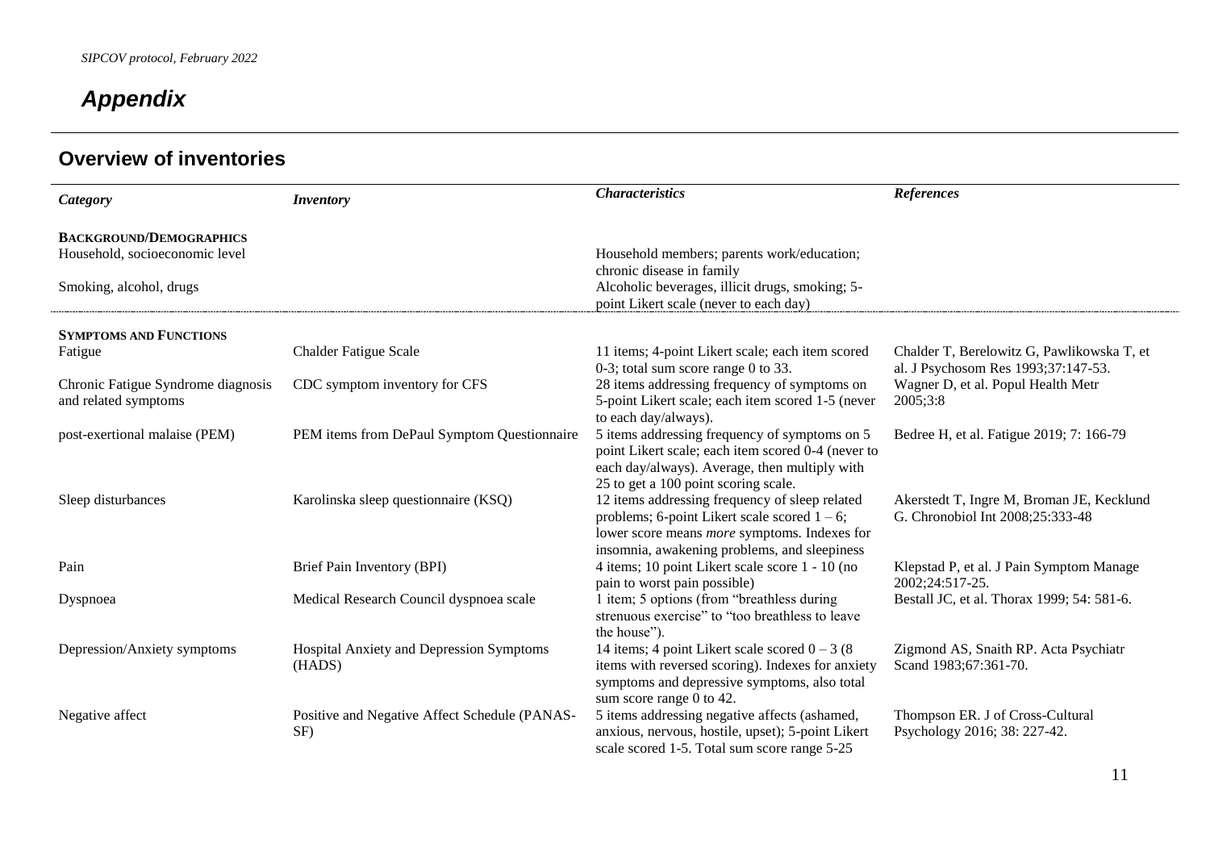# *Appendix*

## Overview of inventories

| *Category* | *Inventory* | *Characteristics* | *References* |
|---|---|---|---|
| **BACKGROUND/DEMOGRAPHICS** | | | |
| Household, socioeconomic level | | Household members; parents work/education; chronic disease in family | |
| Smoking, alcohol, drugs | | Alcoholic beverages, illicit drugs, smoking; 5-point Likert scale (never to each day) | |
| **SYMPTOMS AND FUNCTIONS** | | | |
| Fatigue | Chalder Fatigue Scale | 11 items; 4-point Likert scale; each item scored 0-3; total sum score range 0 to 33. | Chalder T, Berelowitz G, Pawlikowska T, et al. J Psychosom Res 1993;37:147-53. |
| Chronic Fatigue Syndrome diagnosis and related symptoms | CDC symptom inventory for CFS | 28 items addressing frequency of symptoms on 5-point Likert scale; each item scored 1-5 (never to each day/always). | Wagner D, et al. Popul Health Metr 2005;3:8 |
| post-exertional malaise (PEM) | PEM items from DePaul Symptom Questionnaire | 5 items addressing frequency of symptoms on 5 point Likert scale; each item scored 0-4 (never to each day/always). Average, then multiply with 25 to get a 100 point scoring scale. | Bedree H, et al. Fatigue 2019; 7: 166-79 |
| Sleep disturbances | Karolinska sleep questionnaire (KSQ) | 12 items addressing frequency of sleep related problems; 6-point Likert scale scored 1 – 6; lower score means *more* symptoms. Indexes for insomnia, awakening problems, and sleepiness | Akerstedt T, Ingre M, Broman JE, Kecklund G. Chronobiol Int 2008;25:333-48 |
| Pain | Brief Pain Inventory (BPI) | 4 items; 10 point Likert scale score 1 - 10 (no pain to worst pain possible) | Klepstad P, et al. J Pain Symptom Manage 2002;24:517-25. |
| Dyspnoea | Medical Research Council dyspnoea scale | 1 item; 5 options (from "breathless during strenuous exercise" to "too breathless to leave the house"). | Bestall JC, et al. Thorax 1999; 54: 581-6. |
| Depression/Anxiety symptoms | Hospital Anxiety and Depression Symptoms (HADS) | 14 items; 4 point Likert scale scored 0 – 3 (8 items with reversed scoring). Indexes for anxiety symptoms and depressive symptoms, also total sum score range 0 to 42. | Zigmond AS, Snaith RP. Acta Psychiatr Scand 1983;67:361-70. |
| Negative affect | Positive and Negative Affect Schedule (PANAS-SF) | 5 items addressing negative affects (ashamed, anxious, nervous, hostile, upset); 5-point Likert scale scored 1-5. Total sum score range 5-25 | Thompson ER. J of Cross-Cultural Psychology 2016; 38: 227-42. |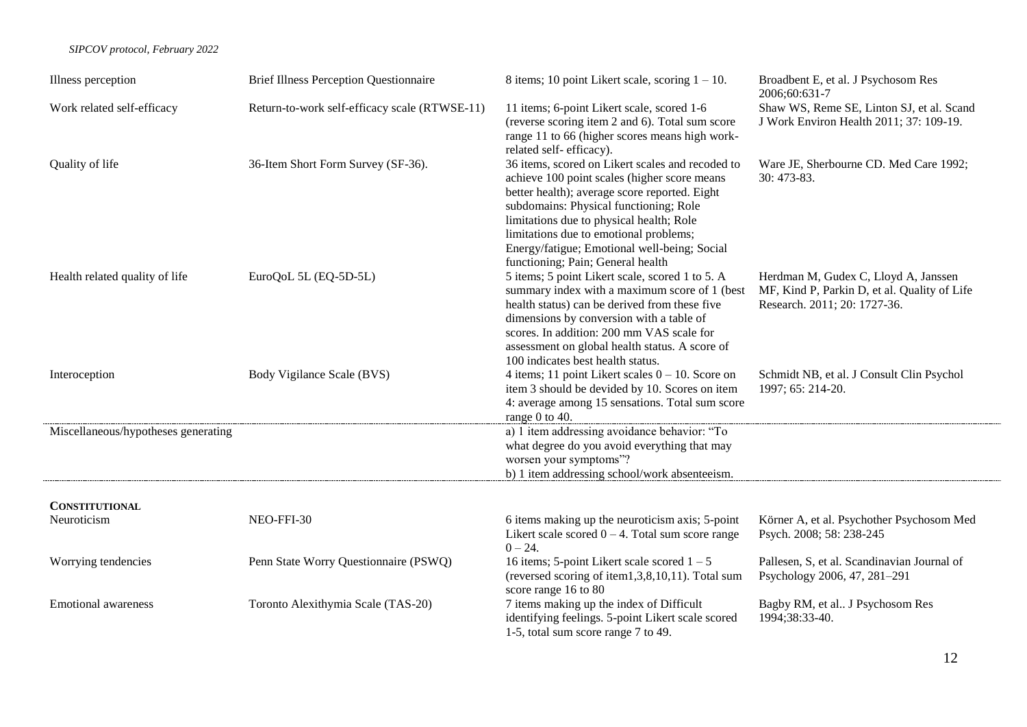| | | | |
|---|---|---|---|
| Illness perception | Brief Illness Perception Questionnaire | 8 items; 10 point Likert scale, scoring 1 – 10. | Broadbent E, et al. J Psychosom Res 2006;60:631-7 |
| Work related self-efficacy | Return-to-work self-efficacy scale (RTWSE-11) | 11 items; 6-point Likert scale, scored 1-6 (reverse scoring item 2 and 6). Total sum score range 11 to 66 (higher scores means high work-related self- efficacy). | Shaw WS, Reme SE, Linton SJ, et al. Scand J Work Environ Health 2011; 37: 109-19. |
| Quality of life | 36-Item Short Form Survey (SF-36). | 36 items, scored on Likert scales and recoded to achieve 100 point scales (higher score means better health); average score reported. Eight subdomains: Physical functioning; Role limitations due to physical health; Role limitations due to emotional problems; Energy/fatigue; Emotional well-being; Social functioning; Pain; General health | Ware JE, Sherbourne CD. Med Care 1992; 30: 473-83. |
| Health related quality of life | EuroQoL 5L (EQ-5D-5L) | 5 items; 5 point Likert scale, scored 1 to 5. A summary index with a maximum score of 1 (best health status) can be derived from these five dimensions by conversion with a table of scores. In addition: 200 mm VAS scale for assessment on global health status. A score of 100 indicates best health status. | Herdman M, Gudex C, Lloyd A, Janssen MF, Kind P, Parkin D, et al. Quality of Life Research. 2011; 20: 1727-36. |
| Interoception | Body Vigilance Scale (BVS) | 4 items; 11 point Likert scales 0 – 10. Score on item 3 should be devided by 10. Scores on item 4: average among 15 sensations. Total sum score range 0 to 40. | Schmidt NB, et al. J Consult Clin Psychol 1997; 65: 214-20. |
| Miscellaneous/hypotheses generating | | a) 1 item addressing avoidance behavior: "To what degree do you avoid everything that may worsen your symptoms"? b) 1 item addressing school/work absenteeism. | |
| **CONSTITUTIONAL** | | | |
| Neuroticism | NEO-FFI-30 | 6 items making up the neuroticism axis; 5-point Likert scale scored 0 – 4. Total sum score range 0 – 24. | Körner A, et al. Psychother Psychosom Med Psych. 2008; 58: 238-245 |
| Worrying tendencies | Penn State Worry Questionnaire (PSWQ) | 16 items; 5-point Likert scale scored 1 – 5 (reversed scoring of item1,3,8,10,11). Total sum score range 16 to 80 | Pallesen, S, et al. Scandinavian Journal of Psychology 2006, 47, 281–291 |
| Emotional awareness | Toronto Alexithymia Scale (TAS-20) | 7 items making up the index of Difficult identifying feelings. 5-point Likert scale scored 1-5, total sum score range 7 to 49. | Bagby RM, et al.. J Psychosom Res 1994;38:33-40. |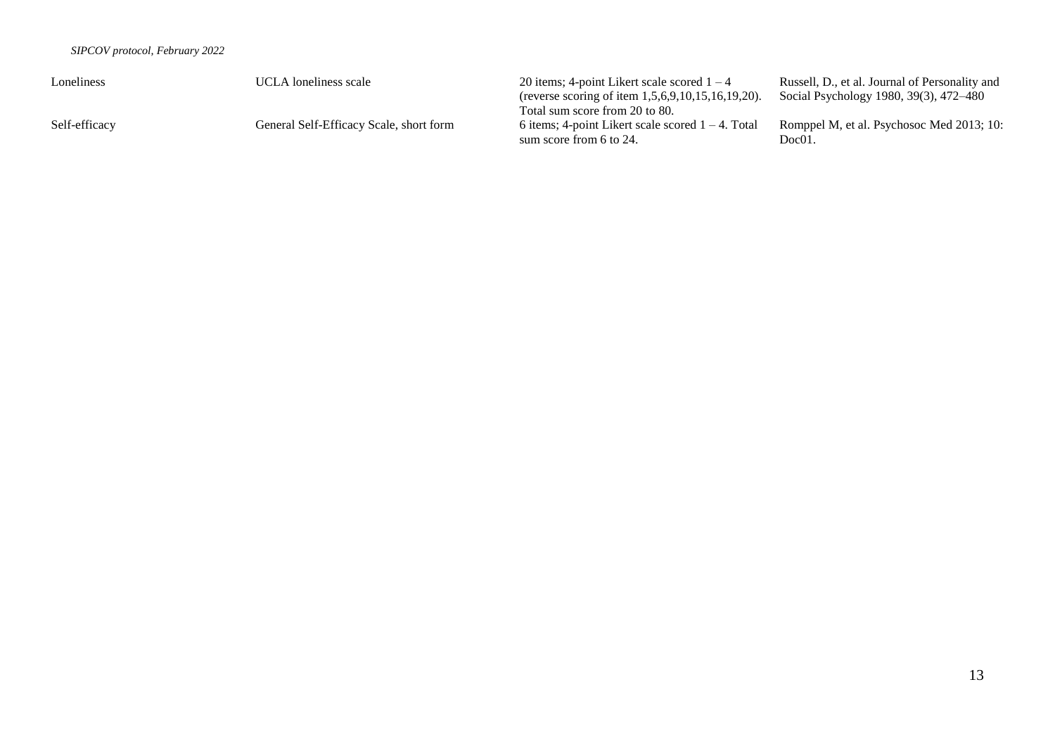| | | | |
|---|---|---|---|
| Loneliness | UCLA loneliness scale | 20 items; 4-point Likert scale scored 1 – 4 (reverse scoring of item 1,5,6,9,10,15,16,19,20). Total sum score from 20 to 80. | Russell, D., et al. Journal of Personality and Social Psychology 1980, 39(3), 472–480 |
| Self-efficacy | General Self-Efficacy Scale, short form | 6 items; 4-point Likert scale scored 1 – 4. Total sum score from 6 to 24. | Romppel M, et al. Psychosoc Med 2013; 10: Doc01. |